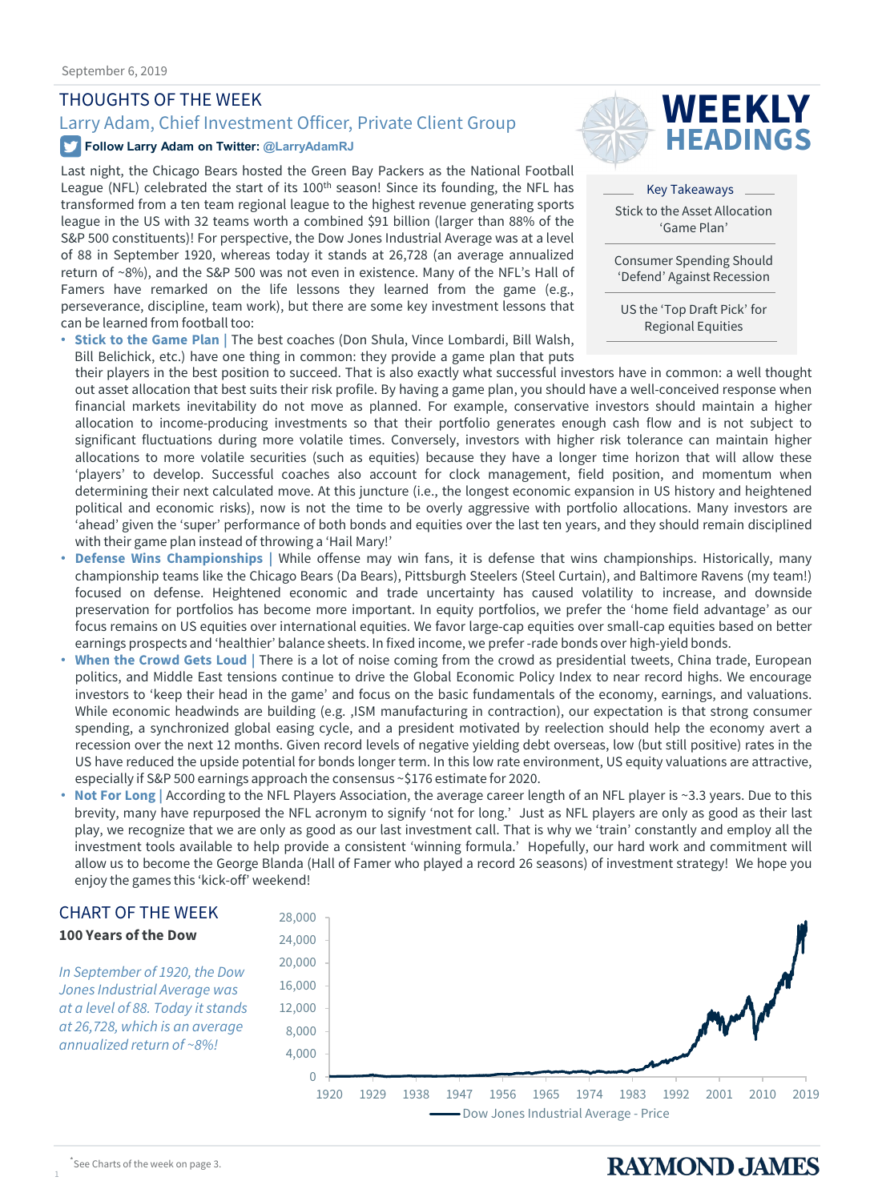September 6, 2019

# WEEKLY HEADINGS

## THOUGHTS OF THE WEEK

### Larry Adam, Chief Investment Officer, Private Client Group

**Follow Larry Adam on Twitter: @LarryAdamRJ**

**Key Takeaways**

- Stick to the Asset Allocation 'Game Plan'
- Consumer Spending Should 'Defend' Against Recession
- US the 'Top Draft Pick' for Regional Equities

Last night, the Chicago Bears hosted the Green Bay Packers as the National Football League (NFL) celebrated the start of its 100th season! Since its founding, the NFL has transformed from a ten team regional league to the highest revenue generating sports league in the US with 32 teams worth a combined $91 billion (larger than 88% of the S&P 500 constituents)! For perspective, the Dow Jones Industrial Average was at a level of 88 in September 1920, whereas today it stands at 26,728 (an average annualized return of ~8%), and the S&P 500 was not even in existence. Many of the NFL's Hall of Famers have remarked on the life lessons they learned from the game (e.g., perseverance, discipline, team work), but there are some key investment lessons that can be learned from football too:

- **Stick to the Game Plan |** The best coaches (Don Shula, Vince Lombardi, Bill Walsh, Bill Belichick, etc.) have one thing in common: they provide a game plan that puts their players in the best position to succeed. That is also exactly what successful investors have in common: a well thought out asset allocation that best suits their risk profile. By having a game plan, you should have a well-conceived response when financial markets inevitability do not move as planned. For example, conservative investors should maintain a higher allocation to income-producing investments so that their portfolio generates enough cash flow and is not subject to significant fluctuations during more volatile times. Conversely, investors with higher risk tolerance can maintain higher allocations to more volatile securities (such as equities) because they have a longer time horizon that will allow these 'players' to develop. Successful coaches also account for clock management, field position, and momentum when determining their next calculated move. At this juncture (i.e., the longest economic expansion in US history and heightened political and economic risks), now is not the time to be overly aggressive with portfolio allocations. Many investors are 'ahead' given the 'super' performance of both bonds and equities over the last ten years, and they should remain disciplined with their game plan instead of throwing a 'Hail Mary!'
- **Defense Wins Championships |** While offense may win fans, it is defense that wins championships. Historically, many championship teams like the Chicago Bears (Da Bears), Pittsburgh Steelers (Steel Curtain), and Baltimore Ravens (my team!) focused on defense. Heightened economic and trade uncertainty has caused volatility to increase, and downside preservation for portfolios has become more important. In equity portfolios, we prefer the 'home field advantage' as our focus remains on US equities over international equities. We favor large-cap equities over small-cap equities based on better earnings prospects and 'healthier' balance sheets. In fixed income, we prefer -rade bonds over high-yield bonds.
- **When the Crowd Gets Loud |** There is a lot of noise coming from the crowd as presidential tweets, China trade, European politics, and Middle East tensions continue to drive the Global Economic Policy Index to near record highs. We encourage investors to 'keep their head in the game' and focus on the basic fundamentals of the economy, earnings, and valuations. While economic headwinds are building (e.g. ,ISM manufacturing in contraction), our expectation is that strong consumer spending, a synchronized global easing cycle, and a president motivated by reelection should help the economy avert a recession over the next 12 months. Given record levels of negative yielding debt overseas, low (but still positive) rates in the US have reduced the upside potential for bonds longer term. In this low rate environment, US equity valuations are attractive, especially if S&P 500 earnings approach the consensus ~$176 estimate for 2020.
- **Not For Long |** According to the NFL Players Association, the average career length of an NFL player is ~3.3 years. Due to this brevity, many have repurposed the NFL acronym to signify 'not for long.' Just as NFL players are only as good as their last play, we recognize that we are only as good as our last investment call. That is why we 'train' constantly and employ all the investment tools available to help provide a consistent 'winning formula.' Hopefully, our hard work and commitment will allow us to become the George Blanda (Hall of Famer who played a record 26 seasons) of investment strategy! We hope you enjoy the games this 'kick-off' weekend!

## CHART OF THE WEEK

**100 Years of the Dow**

*In September of 1920, the Dow Jones Industrial Average was at a level of 88. Today it stands at 26,728, which is an average annualized return of ~8%!*

Dow Jones Industrial Average - Price (1920–2019)

*See Charts of the week on page 3.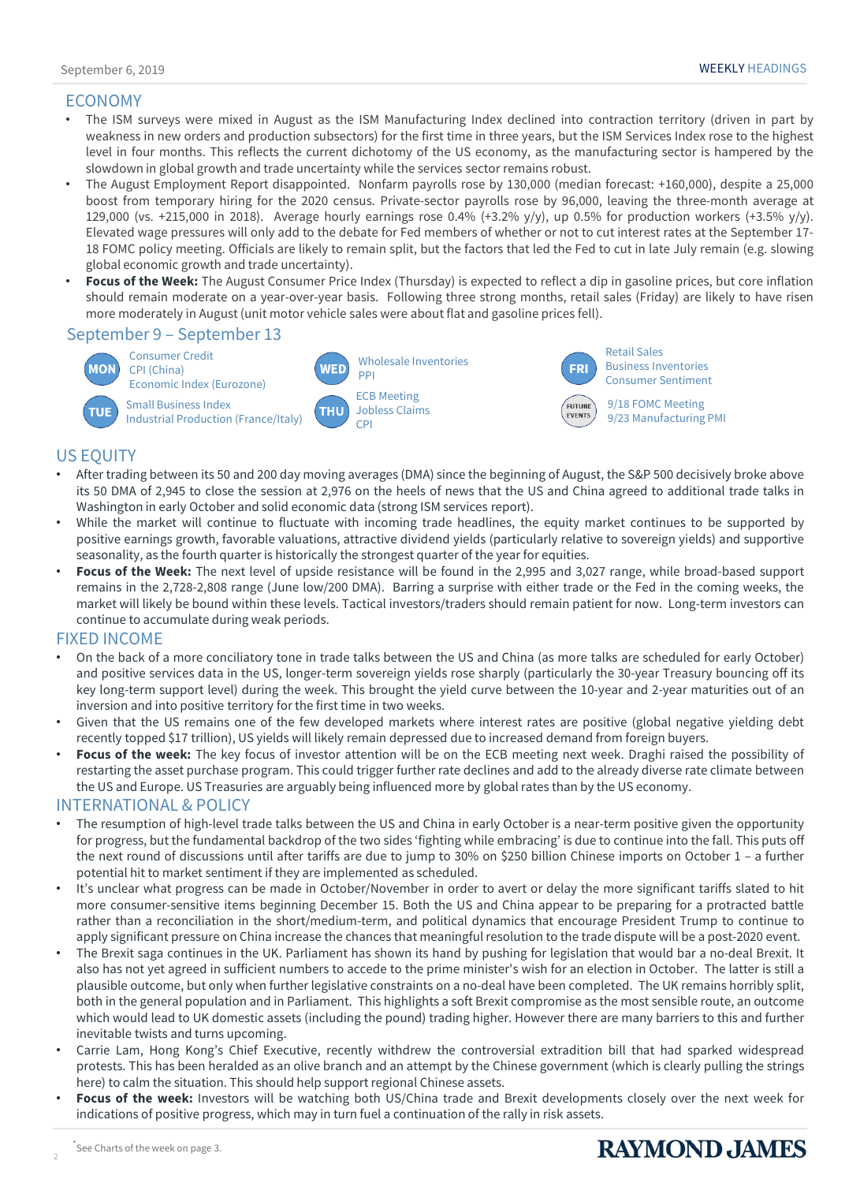## ECONOMY

- The ISM surveys were mixed in August as the ISM Manufacturing Index declined into contraction territory (driven in part by weakness in new orders and production subsectors) for the first time in three years, but the ISM Services Index rose to the highest level in four months. This reflects the current dichotomy of the US economy, as the manufacturing sector is hampered by the slowdown in global growth and trade uncertainty while the services sector remains robust.
- The August Employment Report disappointed. Nonfarm payrolls rose by 130,000 (median forecast: +160,000), despite a 25,000 boost from temporary hiring for the 2020 census. Private-sector payrolls rose by 96,000, leaving the three-month average at 129,000 (vs. +215,000 in 2018). Average hourly earnings rose 0.4% (+3.2% y/y), up 0.5% for production workers (+3.5% y/y). Elevated wage pressures will only add to the debate for Fed members of whether or not to cut interest rates at the September 17-18 FOMC policy meeting. Officials are likely to remain split, but the factors that led the Fed to cut in late July remain (e.g. slowing global economic growth and trade uncertainty).
- **Focus of the Week:** The August Consumer Price Index (Thursday) is expected to reflect a dip in gasoline prices, but core inflation should remain moderate on a year-over-year basis. Following three strong months, retail sales (Friday) are likely to have risen more moderately in August (unit motor vehicle sales were about flat and gasoline prices fell).

### September 9 – September 13

- **MON:** Consumer Credit, CPI (China), Economic Index (Eurozone)
- **TUE:** Small Business Index, Industrial Production (France/Italy)
- **WED:** Wholesale Inventories, PPI
- **THU:** ECB Meeting, Jobless Claims, CPI
- **FRI:** Retail Sales, Business Inventories, Consumer Sentiment
- **FUTURE EVENTS:** 9/18 FOMC Meeting, 9/23 Manufacturing PMI

## US EQUITY

- After trading between its 50 and 200 day moving averages (DMA) since the beginning of August, the S&P 500 decisively broke above its 50 DMA of 2,945 to close the session at 2,976 on the heels of news that the US and China agreed to additional trade talks in Washington in early October and solid economic data (strong ISM services report).
- While the market will continue to fluctuate with incoming trade headlines, the equity market continues to be supported by positive earnings growth, favorable valuations, attractive dividend yields (particularly relative to sovereign yields) and supportive seasonality, as the fourth quarter is historically the strongest quarter of the year for equities.
- **Focus of the Week:** The next level of upside resistance will be found in the 2,995 and 3,027 range, while broad-based support remains in the 2,728-2,808 range (June low/200 DMA). Barring a surprise with either trade or the Fed in the coming weeks, the market will likely be bound within these levels. Tactical investors/traders should remain patient for now. Long-term investors can continue to accumulate during weak periods.

## FIXED INCOME

- On the back of a more conciliatory tone in trade talks between the US and China (as more talks are scheduled for early October) and positive services data in the US, longer-term sovereign yields rose sharply (particularly the 30-year Treasury bouncing off its key long-term support level) during the week. This brought the yield curve between the 10-year and 2-year maturities out of an inversion and into positive territory for the first time in two weeks.
- Given that the US remains one of the few developed markets where interest rates are positive (global negative yielding debt recently topped $17 trillion), US yields will likely remain depressed due to increased demand from foreign buyers.
- **Focus of the week:** The key focus of investor attention will be on the ECB meeting next week. Draghi raised the possibility of restarting the asset purchase program. This could trigger further rate declines and add to the already diverse rate climate between the US and Europe. US Treasuries are arguably being influenced more by global rates than by the US economy.

## INTERNATIONAL & POLICY

- The resumption of high-level trade talks between the US and China in early October is a near-term positive given the opportunity for progress, but the fundamental backdrop of the two sides 'fighting while embracing' is due to continue into the fall. This puts off the next round of discussions until after tariffs are due to jump to 30% on $250 billion Chinese imports on October 1 – a further potential hit to market sentiment if they are implemented as scheduled.
- It's unclear what progress can be made in October/November in order to avert or delay the more significant tariffs slated to hit more consumer-sensitive items beginning December 15. Both the US and China appear to be preparing for a protracted battle rather than a reconciliation in the short/medium-term, and political dynamics that encourage President Trump to continue to apply significant pressure on China increase the chances that meaningful resolution to the trade dispute will be a post-2020 event.
- The Brexit saga continues in the UK. Parliament has shown its hand by pushing for legislation that would bar a no-deal Brexit. It also has not yet agreed in sufficient numbers to accede to the prime minister's wish for an election in October. The latter is still a plausible outcome, but only when further legislative constraints on a no-deal have been completed. The UK remains horribly split, both in the general population and in Parliament. This highlights a soft Brexit compromise as the most sensible route, an outcome which would lead to UK domestic assets (including the pound) trading higher. However there are many barriers to this and further inevitable twists and turns upcoming.
- Carrie Lam, Hong Kong's Chief Executive, recently withdrew the controversial extradition bill that had sparked widespread protests. This has been heralded as an olive branch and an attempt by the Chinese government (which is clearly pulling the strings here) to calm the situation. This should help support regional Chinese assets.
- **Focus of the week:** Investors will be watching both US/China trade and Brexit developments closely over the next week for indications of positive progress, which may in turn fuel a continuation of the rally in risk assets.

*See Charts of the week on page 3.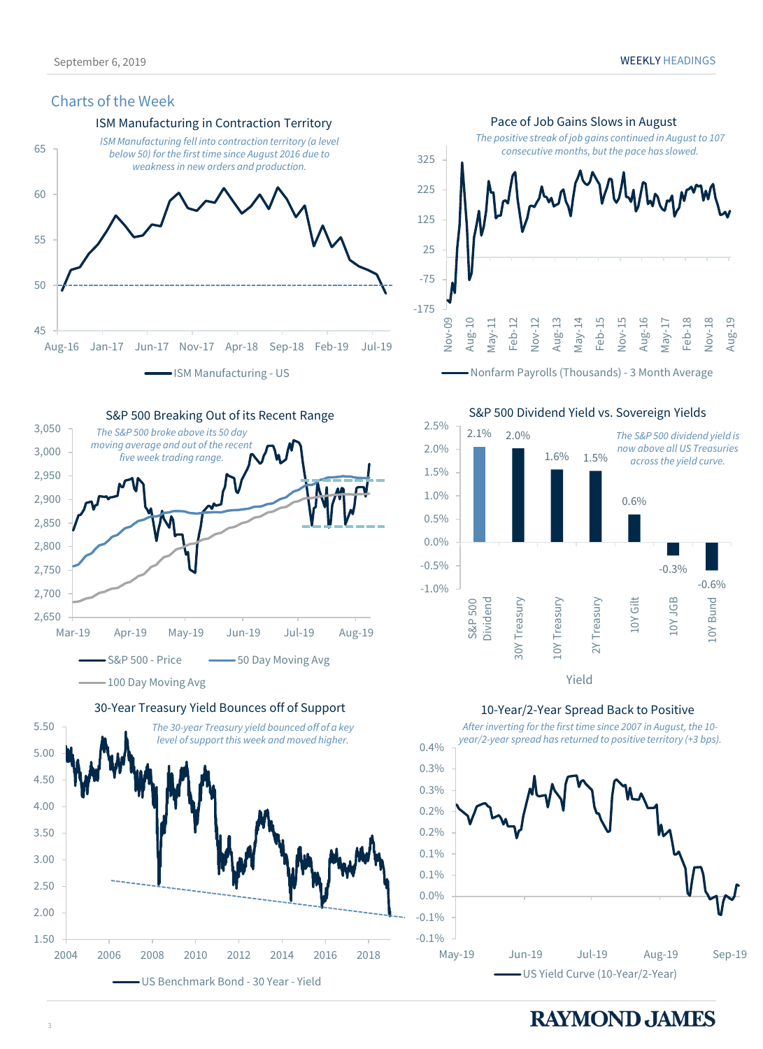## Charts of the Week

### ISM Manufacturing in Contraction Territory

*ISM Manufacturing fell into contraction territory (a level below 50) for the first time since August 2016 due to weakness in new orders and production.*

ISM Manufacturing - US

### Pace of Job Gains Slows in August

*The positive streak of job gains continued in August to 107 consecutive months, but the pace has slowed.*

Nonfarm Payrolls (Thousands) - 3 Month Average

### S&P 500 Breaking Out of its Recent Range

*The S&P 500 broke above its 50 day moving average and out of the recent five week trading range.*

S&P 500 - Price | 50 Day Moving Avg | 100 Day Moving Avg

### S&P 500 Dividend Yield vs. Sovereign Yields

*The S&P 500 dividend yield is now above all US Treasuries across the yield curve.*

| Yield | Value |
|---|---|
| S&P 500 Dividend | 2.1% |
| 30Y Treasury | 2.0% |
| 10Y Treasury | 1.6% |
| 2Y Treasury | 1.5% |
| 10Y Gilt | 0.6% |
| 10Y JGB | -0.3% |
| 10Y Bund | -0.6% |

### 30-Year Treasury Yield Bounces off of Support

*The 30-year Treasury yield bounced off of a key level of support this week and moved higher.*

US Benchmark Bond - 30 Year - Yield

### 10-Year/2-Year Spread Back to Positive

*After inverting for the first time since 2007 in August, the 10-year/2-year spread has returned to positive territory (+3 bps).*

US Yield Curve (10-Year/2-Year)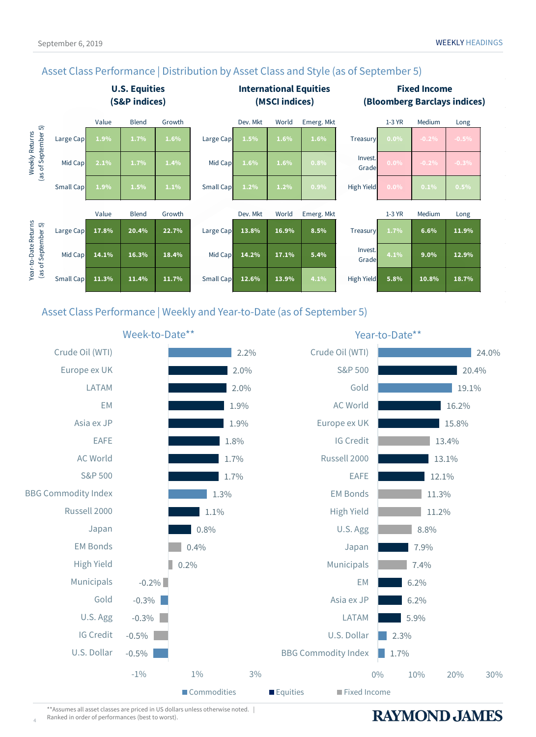## Asset Class Performance | Distribution by Asset Class and Style (as of September 5)

### Weekly Returns (as of September 5)

**U.S. Equities (S&P indices)**

| | Value | Blend | Growth |
|---|---|---|---|
| Large Cap | 1.9% | 1.7% | 1.6% |
| Mid Cap | 2.1% | 1.7% | 1.4% |
| Small Cap | 1.9% | 1.5% | 1.1% |

**International Equities (MSCI indices)**

| | Dev. Mkt | World | Emerg. Mkt |
|---|---|---|---|
| Large Cap | 1.5% | 1.6% | 1.6% |
| Mid Cap | 1.6% | 1.6% | 0.8% |
| Small Cap | 1.2% | 1.2% | 0.9% |

**Fixed Income (Bloomberg Barclays indices)**

| | 1-3 YR | Medium | Long |
|---|---|---|---|
| Treasury | 0.0% | -0.2% | -0.5% |
| Invest. Grade | 0.0% | -0.2% | -0.3% |
| High Yield | 0.0% | 0.1% | 0.5% |

### Year-to-Date Returns (as of September 5)

**U.S. Equities (S&P indices)**

| | Value | Blend | Growth |
|---|---|---|---|
| Large Cap | 17.8% | 20.4% | 22.7% |
| Mid Cap | 14.1% | 16.3% | 18.4% |
| Small Cap | 11.3% | 11.4% | 11.7% |

**International Equities (MSCI indices)**

| | Dev. Mkt | World | Emerg. Mkt |
|---|---|---|---|
| Large Cap | 13.8% | 16.9% | 8.5% |
| Mid Cap | 14.2% | 17.1% | 5.4% |
| Small Cap | 12.6% | 13.9% | 4.1% |

**Fixed Income (Bloomberg Barclays indices)**

| | 1-3 YR | Medium | Long |
|---|---|---|---|
| Treasury | 1.7% | 6.6% | 11.9% |
| Invest. Grade | 4.1% | 9.0% | 12.9% |
| High Yield | 5.8% | 10.8% | 18.7% |

## Asset Class Performance | Weekly and Year-to-Date (as of September 5)

### Week-to-Date**

| Asset | Return |
|---|---|
| Crude Oil (WTI) | 2.2% |
| Europe ex UK | 2.0% |
| LATAM | 2.0% |
| EM | 1.9% |
| Asia ex JP | 1.9% |
| EAFE | 1.8% |
| AC World | 1.7% |
| S&P 500 | 1.7% |
| BBG Commodity Index | 1.3% |
| Russell 2000 | 1.1% |
| Japan | 0.8% |
| EM Bonds | 0.4% |
| High Yield | 0.2% |
| Municipals | -0.2% |
| Gold | -0.3% |
| U.S. Agg | -0.3% |
| IG Credit | -0.5% |
| U.S. Dollar | -0.5% |

### Year-to-Date**

| Asset | Return |
|---|---|
| Crude Oil (WTI) | 24.0% |
| S&P 500 | 20.4% |
| Gold | 19.1% |
| AC World | 16.2% |
| Europe ex UK | 15.8% |
| IG Credit | 13.4% |
| Russell 2000 | 13.1% |
| EAFE | 12.1% |
| EM Bonds | 11.3% |
| High Yield | 11.2% |
| U.S. Agg | 8.8% |
| Japan | 7.9% |
| Municipals | 7.4% |
| EM | 6.2% |
| Asia ex JP | 6.2% |
| LATAM | 5.9% |
| U.S. Dollar | 2.3% |
| BBG Commodity Index | 1.7% |

Commodities | Equities | Fixed Income

**Assumes all asset classes are priced in US dollars unless otherwise noted. | Ranked in order of performances (best to worst).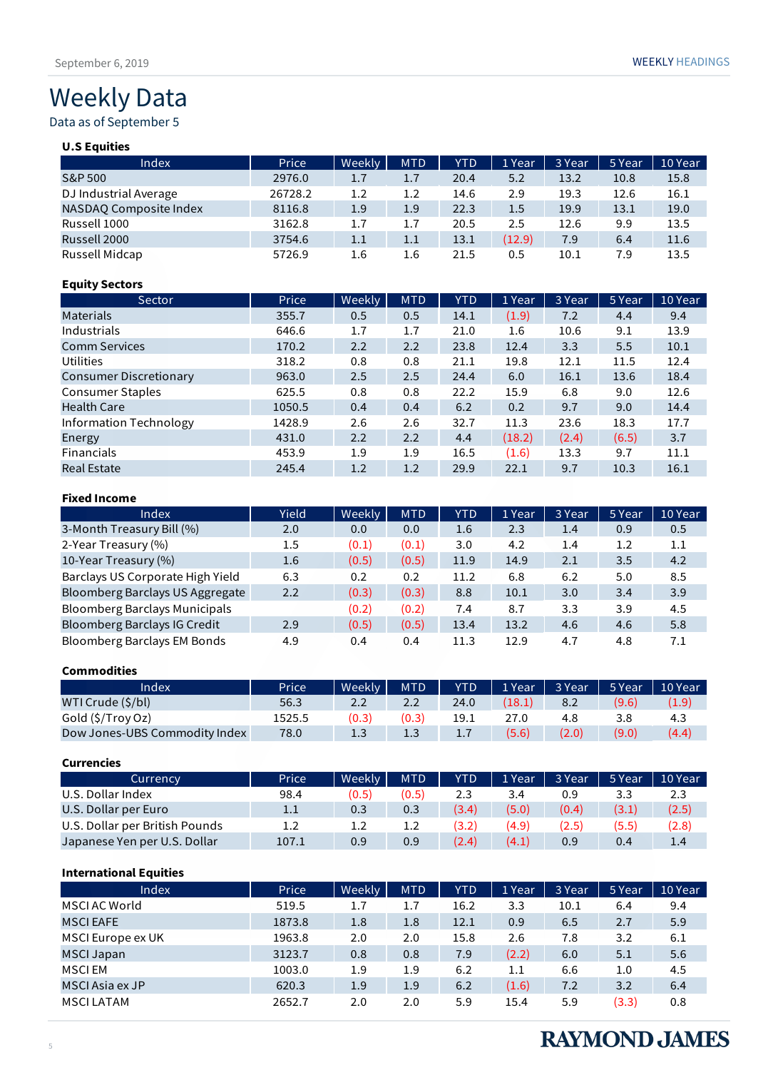# Weekly Data

Data as of September 5

### U.S Equities

| Index | Price | Weekly | MTD | YTD | 1 Year | 3 Year | 5 Year | 10 Year |
|---|---|---|---|---|---|---|---|---|
| S&P 500 | 2976.0 | 1.7 | 1.7 | 20.4 | 5.2 | 13.2 | 10.8 | 15.8 |
| DJ Industrial Average | 26728.2 | 1.2 | 1.2 | 14.6 | 2.9 | 19.3 | 12.6 | 16.1 |
| NASDAQ Composite Index | 8116.8 | 1.9 | 1.9 | 22.3 | 1.5 | 19.9 | 13.1 | 19.0 |
| Russell 1000 | 3162.8 | 1.7 | 1.7 | 20.5 | 2.5 | 12.6 | 9.9 | 13.5 |
| Russell 2000 | 3754.6 | 1.1 | 1.1 | 13.1 | (12.9) | 7.9 | 6.4 | 11.6 |
| Russell Midcap | 5726.9 | 1.6 | 1.6 | 21.5 | 0.5 | 10.1 | 7.9 | 13.5 |

### Equity Sectors

| Sector | Price | Weekly | MTD | YTD | 1 Year | 3 Year | 5 Year | 10 Year |
|---|---|---|---|---|---|---|---|---|
| Materials | 355.7 | 0.5 | 0.5 | 14.1 | (1.9) | 7.2 | 4.4 | 9.4 |
| Industrials | 646.6 | 1.7 | 1.7 | 21.0 | 1.6 | 10.6 | 9.1 | 13.9 |
| Comm Services | 170.2 | 2.2 | 2.2 | 23.8 | 12.4 | 3.3 | 5.5 | 10.1 |
| Utilities | 318.2 | 0.8 | 0.8 | 21.1 | 19.8 | 12.1 | 11.5 | 12.4 |
| Consumer Discretionary | 963.0 | 2.5 | 2.5 | 24.4 | 6.0 | 16.1 | 13.6 | 18.4 |
| Consumer Staples | 625.5 | 0.8 | 0.8 | 22.2 | 15.9 | 6.8 | 9.0 | 12.6 |
| Health Care | 1050.5 | 0.4 | 0.4 | 6.2 | 0.2 | 9.7 | 9.0 | 14.4 |
| Information Technology | 1428.9 | 2.6 | 2.6 | 32.7 | 11.3 | 23.6 | 18.3 | 17.7 |
| Energy | 431.0 | 2.2 | 2.2 | 4.4 | (18.2) | (2.4) | (6.5) | 3.7 |
| Financials | 453.9 | 1.9 | 1.9 | 16.5 | (1.6) | 13.3 | 9.7 | 11.1 |
| Real Estate | 245.4 | 1.2 | 1.2 | 29.9 | 22.1 | 9.7 | 10.3 | 16.1 |

### Fixed Income

| Index | Yield | Weekly | MTD | YTD | 1 Year | 3 Year | 5 Year | 10 Year |
|---|---|---|---|---|---|---|---|---|
| 3-Month Treasury Bill (%) | 2.0 | 0.0 | 0.0 | 1.6 | 2.3 | 1.4 | 0.9 | 0.5 |
| 2-Year Treasury (%) | 1.5 | (0.1) | (0.1) | 3.0 | 4.2 | 1.4 | 1.2 | 1.1 |
| 10-Year Treasury (%) | 1.6 | (0.5) | (0.5) | 11.9 | 14.9 | 2.1 | 3.5 | 4.2 |
| Barclays US Corporate High Yield | 6.3 | 0.2 | 0.2 | 11.2 | 6.8 | 6.2 | 5.0 | 8.5 |
| Bloomberg Barclays US Aggregate | 2.2 | (0.3) | (0.3) | 8.8 | 10.1 | 3.0 | 3.4 | 3.9 |
| Bloomberg Barclays Municipals | | (0.2) | (0.2) | 7.4 | 8.7 | 3.3 | 3.9 | 4.5 |
| Bloomberg Barclays IG Credit | 2.9 | (0.5) | (0.5) | 13.4 | 13.2 | 4.6 | 4.6 | 5.8 |
| Bloomberg Barclays EM Bonds | 4.9 | 0.4 | 0.4 | 11.3 | 12.9 | 4.7 | 4.8 | 7.1 |

### Commodities

| Index | Price | Weekly | MTD | YTD | 1 Year | 3 Year | 5 Year | 10 Year |
|---|---|---|---|---|---|---|---|---|
| WTI Crude ($/bl) | 56.3 | 2.2 | 2.2 | 24.0 | (18.1) | 8.2 | (9.6) | (1.9) |
| Gold ($/Troy Oz) | 1525.5 | (0.3) | (0.3) | 19.1 | 27.0 | 4.8 | 3.8 | 4.3 |
| Dow Jones-UBS Commodity Index | 78.0 | 1.3 | 1.3 | 1.7 | (5.6) | (2.0) | (9.0) | (4.4) |

### Currencies

| Currency | Price | Weekly | MTD | YTD | 1 Year | 3 Year | 5 Year | 10 Year |
|---|---|---|---|---|---|---|---|---|
| U.S. Dollar Index | 98.4 | (0.5) | (0.5) | 2.3 | 3.4 | 0.9 | 3.3 | 2.3 |
| U.S. Dollar per Euro | 1.1 | 0.3 | 0.3 | (3.4) | (5.0) | (0.4) | (3.1) | (2.5) |
| U.S. Dollar per British Pounds | 1.2 | 1.2 | 1.2 | (3.2) | (4.9) | (2.5) | (5.5) | (2.8) |
| Japanese Yen per U.S. Dollar | 107.1 | 0.9 | 0.9 | (2.4) | (4.1) | 0.9 | 0.4 | 1.4 |

### International Equities

| Index | Price | Weekly | MTD | YTD | 1 Year | 3 Year | 5 Year | 10 Year |
|---|---|---|---|---|---|---|---|---|
| MSCI AC World | 519.5 | 1.7 | 1.7 | 16.2 | 3.3 | 10.1 | 6.4 | 9.4 |
| MSCI EAFE | 1873.8 | 1.8 | 1.8 | 12.1 | 0.9 | 6.5 | 2.7 | 5.9 |
| MSCI Europe ex UK | 1963.8 | 2.0 | 2.0 | 15.8 | 2.6 | 7.8 | 3.2 | 6.1 |
| MSCI Japan | 3123.7 | 0.8 | 0.8 | 7.9 | (2.2) | 6.0 | 5.1 | 5.6 |
| MSCI EM | 1003.0 | 1.9 | 1.9 | 6.2 | 1.1 | 6.6 | 1.0 | 4.5 |
| MSCI Asia ex JP | 620.3 | 1.9 | 1.9 | 6.2 | (1.6) | 7.2 | 3.2 | 6.4 |
| MSCI LATAM | 2652.7 | 2.0 | 2.0 | 5.9 | 15.4 | 5.9 | (3.3) | 0.8 |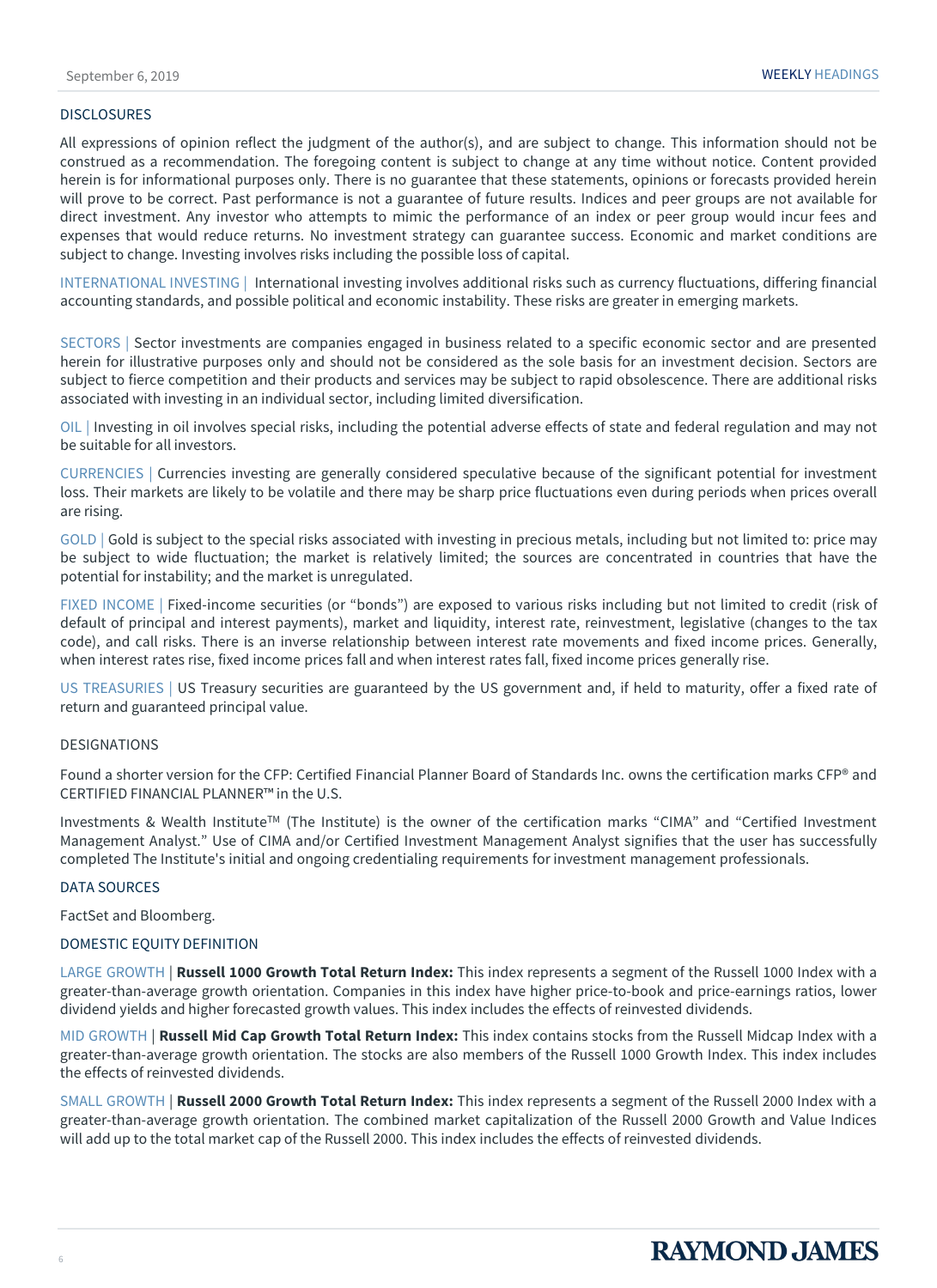## DISCLOSURES

All expressions of opinion reflect the judgment of the author(s), and are subject to change. This information should not be construed as a recommendation. The foregoing content is subject to change at any time without notice. Content provided herein is for informational purposes only. There is no guarantee that these statements, opinions or forecasts provided herein will prove to be correct. Past performance is not a guarantee of future results. Indices and peer groups are not available for direct investment. Any investor who attempts to mimic the performance of an index or peer group would incur fees and expenses that would reduce returns. No investment strategy can guarantee success. Economic and market conditions are subject to change. Investing involves risks including the possible loss of capital.

INTERNATIONAL INVESTING | International investing involves additional risks such as currency fluctuations, differing financial accounting standards, and possible political and economic instability. These risks are greater in emerging markets.

SECTORS | Sector investments are companies engaged in business related to a specific economic sector and are presented herein for illustrative purposes only and should not be considered as the sole basis for an investment decision. Sectors are subject to fierce competition and their products and services may be subject to rapid obsolescence. There are additional risks associated with investing in an individual sector, including limited diversification.

OIL | Investing in oil involves special risks, including the potential adverse effects of state and federal regulation and may not be suitable for all investors.

CURRENCIES | Currencies investing are generally considered speculative because of the significant potential for investment loss. Their markets are likely to be volatile and there may be sharp price fluctuations even during periods when prices overall are rising.

GOLD | Gold is subject to the special risks associated with investing in precious metals, including but not limited to: price may be subject to wide fluctuation; the market is relatively limited; the sources are concentrated in countries that have the potential for instability; and the market is unregulated.

FIXED INCOME | Fixed-income securities (or "bonds") are exposed to various risks including but not limited to credit (risk of default of principal and interest payments), market and liquidity, interest rate, reinvestment, legislative (changes to the tax code), and call risks. There is an inverse relationship between interest rate movements and fixed income prices. Generally, when interest rates rise, fixed income prices fall and when interest rates fall, fixed income prices generally rise.

US TREASURIES | US Treasury securities are guaranteed by the US government and, if held to maturity, offer a fixed rate of return and guaranteed principal value.

## DESIGNATIONS

Found a shorter version for the CFP: Certified Financial Planner Board of Standards Inc. owns the certification marks CFP® and CERTIFIED FINANCIAL PLANNER™ in the U.S.

Investments & Wealth Institute™ (The Institute) is the owner of the certification marks "CIMA" and "Certified Investment Management Analyst." Use of CIMA and/or Certified Investment Management Analyst signifies that the user has successfully completed The Institute's initial and ongoing credentialing requirements for investment management professionals.

## DATA SOURCES

FactSet and Bloomberg.

## DOMESTIC EQUITY DEFINITION

LARGE GROWTH | **Russell 1000 Growth Total Return Index:** This index represents a segment of the Russell 1000 Index with a greater-than-average growth orientation. Companies in this index have higher price-to-book and price-earnings ratios, lower dividend yields and higher forecasted growth values. This index includes the effects of reinvested dividends.

MID GROWTH | **Russell Mid Cap Growth Total Return Index:** This index contains stocks from the Russell Midcap Index with a greater-than-average growth orientation. The stocks are also members of the Russell 1000 Growth Index. This index includes the effects of reinvested dividends.

SMALL GROWTH | **Russell 2000 Growth Total Return Index:** This index represents a segment of the Russell 2000 Index with a greater-than-average growth orientation. The combined market capitalization of the Russell 2000 Growth and Value Indices will add up to the total market cap of the Russell 2000. This index includes the effects of reinvested dividends.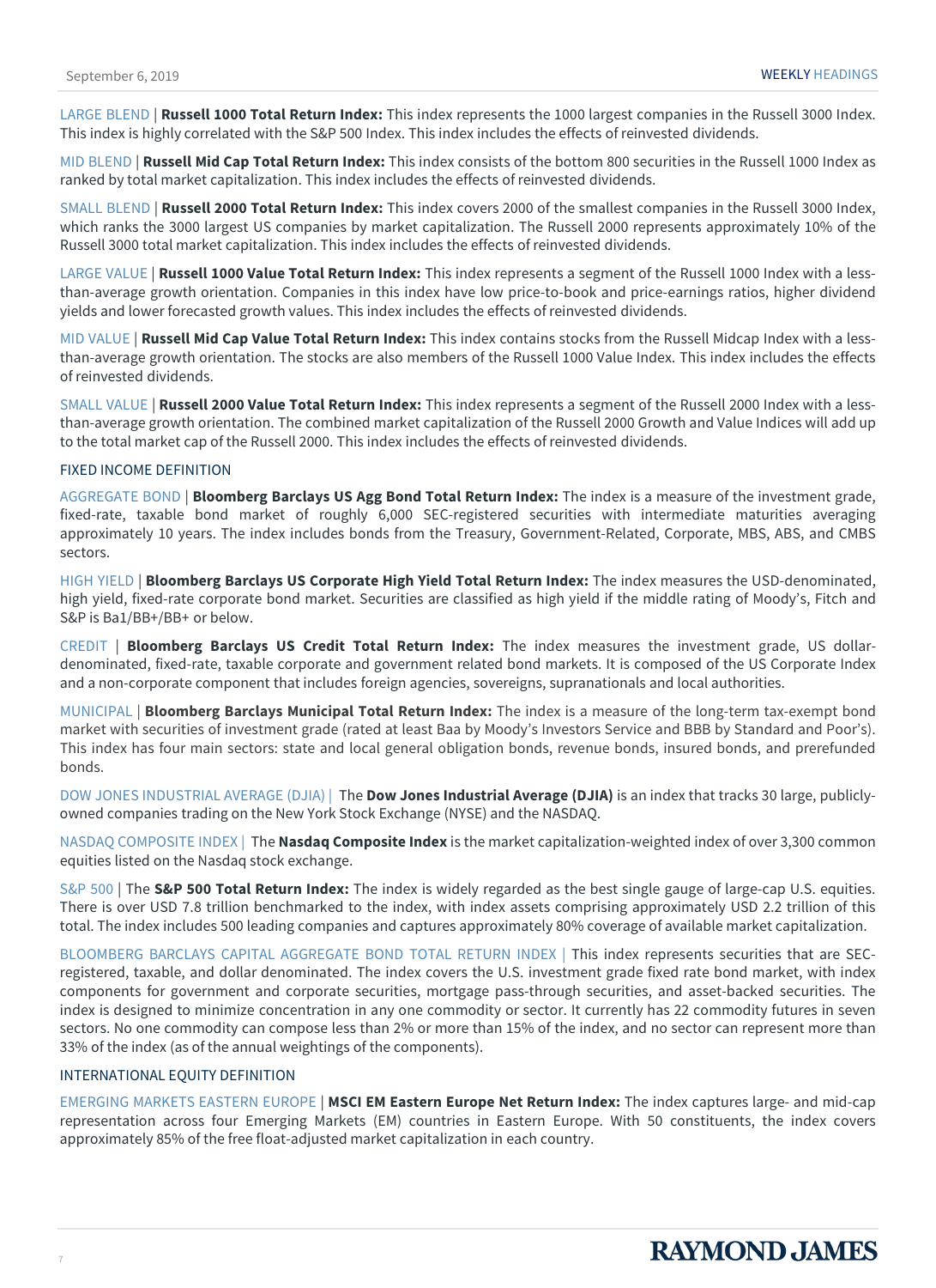LARGE BLEND | **Russell 1000 Total Return Index:** This index represents the 1000 largest companies in the Russell 3000 Index. This index is highly correlated with the S&P 500 Index. This index includes the effects of reinvested dividends.

MID BLEND | **Russell Mid Cap Total Return Index:** This index consists of the bottom 800 securities in the Russell 1000 Index as ranked by total market capitalization. This index includes the effects of reinvested dividends.

SMALL BLEND | **Russell 2000 Total Return Index:** This index covers 2000 of the smallest companies in the Russell 3000 Index, which ranks the 3000 largest US companies by market capitalization. The Russell 2000 represents approximately 10% of the Russell 3000 total market capitalization. This index includes the effects of reinvested dividends.

LARGE VALUE | **Russell 1000 Value Total Return Index:** This index represents a segment of the Russell 1000 Index with a less-than-average growth orientation. Companies in this index have low price-to-book and price-earnings ratios, higher dividend yields and lower forecasted growth values. This index includes the effects of reinvested dividends.

MID VALUE | **Russell Mid Cap Value Total Return Index:** This index contains stocks from the Russell Midcap Index with a less-than-average growth orientation. The stocks are also members of the Russell 1000 Value Index. This index includes the effects of reinvested dividends.

SMALL VALUE | **Russell 2000 Value Total Return Index:** This index represents a segment of the Russell 2000 Index with a less-than-average growth orientation. The combined market capitalization of the Russell 2000 Growth and Value Indices will add up to the total market cap of the Russell 2000. This index includes the effects of reinvested dividends.

FIXED INCOME DEFINITION

AGGREGATE BOND | **Bloomberg Barclays US Agg Bond Total Return Index:** The index is a measure of the investment grade, fixed-rate, taxable bond market of roughly 6,000 SEC-registered securities with intermediate maturities averaging approximately 10 years. The index includes bonds from the Treasury, Government-Related, Corporate, MBS, ABS, and CMBS sectors.

HIGH YIELD | **Bloomberg Barclays US Corporate High Yield Total Return Index:** The index measures the USD-denominated, high yield, fixed-rate corporate bond market. Securities are classified as high yield if the middle rating of Moody's, Fitch and S&P is Ba1/BB+/BB+ or below.

CREDIT | **Bloomberg Barclays US Credit Total Return Index:** The index measures the investment grade, US dollar-denominated, fixed-rate, taxable corporate and government related bond markets. It is composed of the US Corporate Index and a non-corporate component that includes foreign agencies, sovereigns, supranationals and local authorities.

MUNICIPAL | **Bloomberg Barclays Municipal Total Return Index:** The index is a measure of the long-term tax-exempt bond market with securities of investment grade (rated at least Baa by Moody's Investors Service and BBB by Standard and Poor's). This index has four main sectors: state and local general obligation bonds, revenue bonds, insured bonds, and prerefunded bonds.

DOW JONES INDUSTRIAL AVERAGE (DJIA) | The **Dow Jones Industrial Average (DJIA)** is an index that tracks 30 large, publicly-owned companies trading on the New York Stock Exchange (NYSE) and the NASDAQ.

NASDAQ COMPOSITE INDEX | The **Nasdaq Composite Index** is the market capitalization-weighted index of over 3,300 common equities listed on the Nasdaq stock exchange.

S&P 500 | The **S&P 500 Total Return Index:** The index is widely regarded as the best single gauge of large-cap U.S. equities. There is over USD 7.8 trillion benchmarked to the index, with index assets comprising approximately USD 2.2 trillion of this total. The index includes 500 leading companies and captures approximately 80% coverage of available market capitalization.

BLOOMBERG BARCLAYS CAPITAL AGGREGATE BOND TOTAL RETURN INDEX | This index represents securities that are SEC-registered, taxable, and dollar denominated. The index covers the U.S. investment grade fixed rate bond market, with index components for government and corporate securities, mortgage pass-through securities, and asset-backed securities. The index is designed to minimize concentration in any one commodity or sector. It currently has 22 commodity futures in seven sectors. No one commodity can compose less than 2% or more than 15% of the index, and no sector can represent more than 33% of the index (as of the annual weightings of the components).

INTERNATIONAL EQUITY DEFINITION

EMERGING MARKETS EASTERN EUROPE | **MSCI EM Eastern Europe Net Return Index:** The index captures large- and mid-cap representation across four Emerging Markets (EM) countries in Eastern Europe. With 50 constituents, the index covers approximately 85% of the free float-adjusted market capitalization in each country.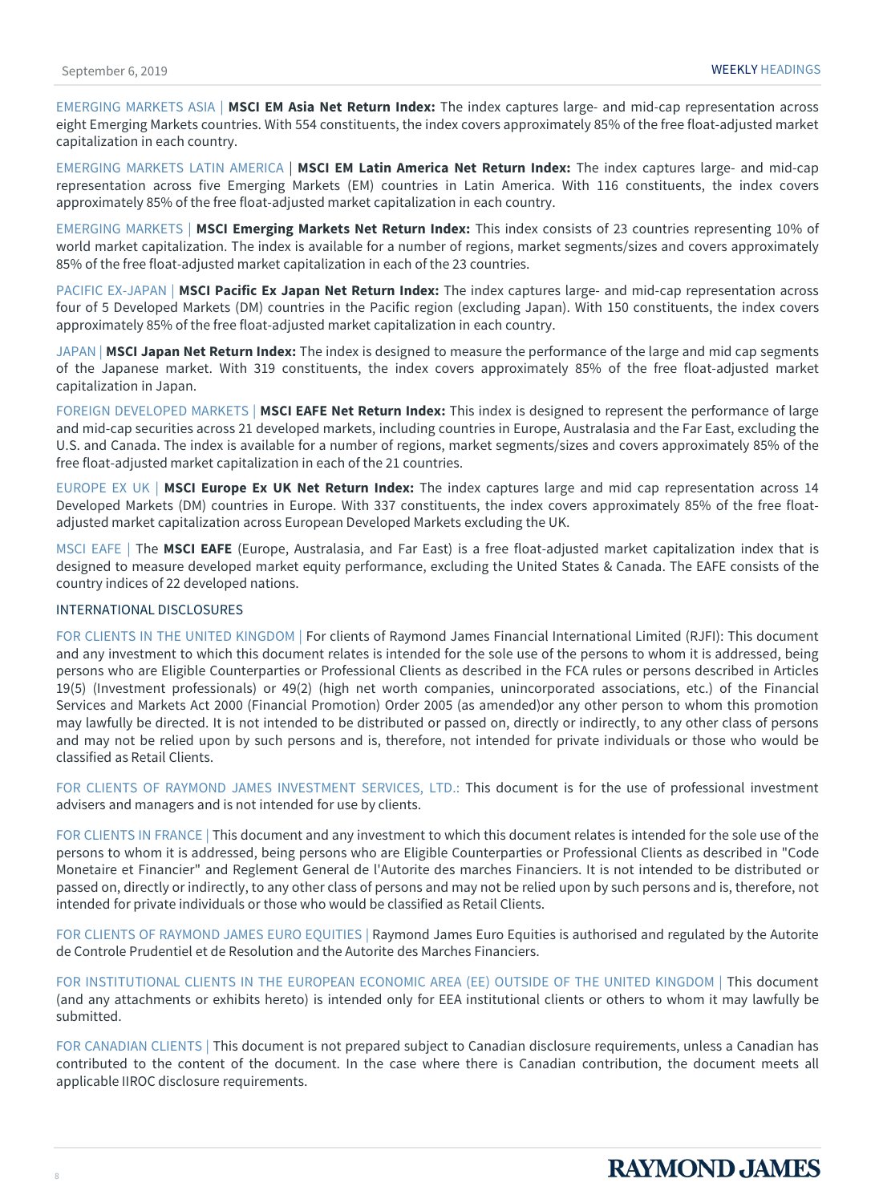EMERGING MARKETS ASIA | **MSCI EM Asia Net Return Index:** The index captures large- and mid-cap representation across eight Emerging Markets countries. With 554 constituents, the index covers approximately 85% of the free float-adjusted market capitalization in each country.

EMERGING MARKETS LATIN AMERICA | **MSCI EM Latin America Net Return Index:** The index captures large- and mid-cap representation across five Emerging Markets (EM) countries in Latin America. With 116 constituents, the index covers approximately 85% of the free float-adjusted market capitalization in each country.

EMERGING MARKETS | **MSCI Emerging Markets Net Return Index:** This index consists of 23 countries representing 10% of world market capitalization. The index is available for a number of regions, market segments/sizes and covers approximately 85% of the free float-adjusted market capitalization in each of the 23 countries.

PACIFIC EX-JAPAN | **MSCI Pacific Ex Japan Net Return Index:** The index captures large- and mid-cap representation across four of 5 Developed Markets (DM) countries in the Pacific region (excluding Japan). With 150 constituents, the index covers approximately 85% of the free float-adjusted market capitalization in each country.

JAPAN | **MSCI Japan Net Return Index:** The index is designed to measure the performance of the large and mid cap segments of the Japanese market. With 319 constituents, the index covers approximately 85% of the free float-adjusted market capitalization in Japan.

FOREIGN DEVELOPED MARKETS | **MSCI EAFE Net Return Index:** This index is designed to represent the performance of large and mid-cap securities across 21 developed markets, including countries in Europe, Australasia and the Far East, excluding the U.S. and Canada. The index is available for a number of regions, market segments/sizes and covers approximately 85% of the free float-adjusted market capitalization in each of the 21 countries.

EUROPE EX UK | **MSCI Europe Ex UK Net Return Index:** The index captures large and mid cap representation across 14 Developed Markets (DM) countries in Europe. With 337 constituents, the index covers approximately 85% of the free float-adjusted market capitalization across European Developed Markets excluding the UK.

MSCI EAFE | The **MSCI EAFE** (Europe, Australasia, and Far East) is a free float-adjusted market capitalization index that is designed to measure developed market equity performance, excluding the United States & Canada. The EAFE consists of the country indices of 22 developed nations.

## INTERNATIONAL DISCLOSURES

FOR CLIENTS IN THE UNITED KINGDOM | For clients of Raymond James Financial International Limited (RJFI): This document and any investment to which this document relates is intended for the sole use of the persons to whom it is addressed, being persons who are Eligible Counterparties or Professional Clients as described in the FCA rules or persons described in Articles 19(5) (Investment professionals) or 49(2) (high net worth companies, unincorporated associations, etc.) of the Financial Services and Markets Act 2000 (Financial Promotion) Order 2005 (as amended)or any other person to whom this promotion may lawfully be directed. It is not intended to be distributed or passed on, directly or indirectly, to any other class of persons and may not be relied upon by such persons and is, therefore, not intended for private individuals or those who would be classified as Retail Clients.

FOR CLIENTS OF RAYMOND JAMES INVESTMENT SERVICES, LTD.: This document is for the use of professional investment advisers and managers and is not intended for use by clients.

FOR CLIENTS IN FRANCE | This document and any investment to which this document relates is intended for the sole use of the persons to whom it is addressed, being persons who are Eligible Counterparties or Professional Clients as described in "Code Monetaire et Financier" and Reglement General de l'Autorite des marches Financiers. It is not intended to be distributed or passed on, directly or indirectly, to any other class of persons and may not be relied upon by such persons and is, therefore, not intended for private individuals or those who would be classified as Retail Clients.

FOR CLIENTS OF RAYMOND JAMES EURO EQUITIES | Raymond James Euro Equities is authorised and regulated by the Autorite de Controle Prudentiel et de Resolution and the Autorite des Marches Financiers.

FOR INSTITUTIONAL CLIENTS IN THE EUROPEAN ECONOMIC AREA (EE) OUTSIDE OF THE UNITED KINGDOM | This document (and any attachments or exhibits hereto) is intended only for EEA institutional clients or others to whom it may lawfully be submitted.

FOR CANADIAN CLIENTS | This document is not prepared subject to Canadian disclosure requirements, unless a Canadian has contributed to the content of the document. In the case where there is Canadian contribution, the document meets all applicable IIROC disclosure requirements.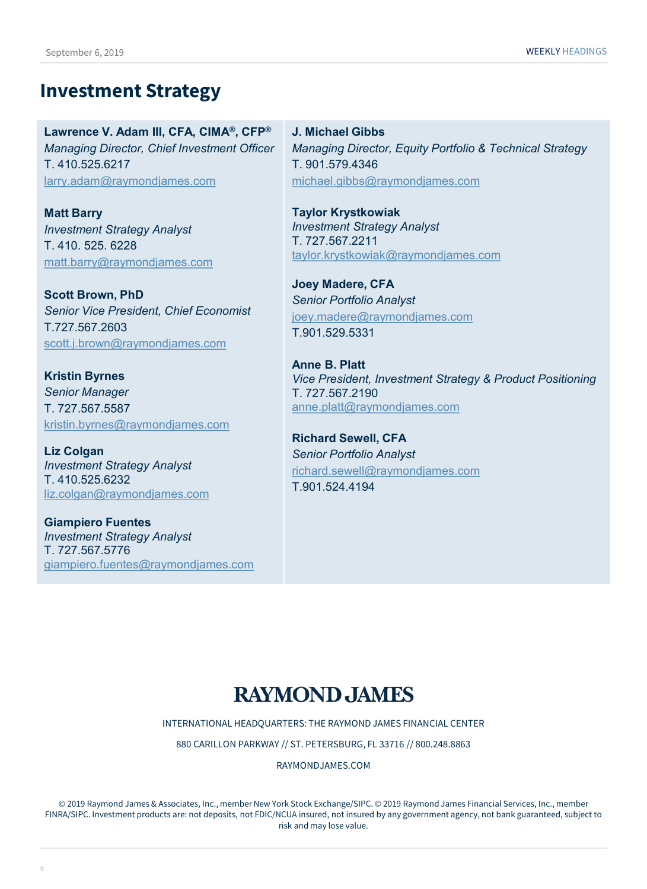# Investment Strategy

**Lawrence V. Adam III, CFA, CIMA®, CFP®**
*Managing Director, Chief Investment Officer*
T. 410.525.6217
larry.adam@raymondjames.com

**Matt Barry**
*Investment Strategy Analyst*
T. 410. 525. 6228
matt.barry@raymondjames.com

**Scott Brown, PhD**
*Senior Vice President, Chief Economist*
T.727.567.2603
scott.j.brown@raymondjames.com

**Kristin Byrnes**
*Senior Manager*
T. 727.567.5587
kristin.byrnes@raymondjames.com

**Liz Colgan**
*Investment Strategy Analyst*
T. 410.525.6232
liz.colgan@raymondjames.com

**Giampiero Fuentes**
*Investment Strategy Analyst*
T. 727.567.5776
giampiero.fuentes@raymondjames.com

**J. Michael Gibbs**
*Managing Director, Equity Portfolio & Technical Strategy*
T. 901.579.4346
michael.gibbs@raymondjames.com

**Taylor Krystkowiak**
*Investment Strategy Analyst*
T. 727.567.2211
taylor.krystkowiak@raymondjames.com

**Joey Madere, CFA**
*Senior Portfolio Analyst*
joey.madere@raymondjames.com
T.901.529.5331

**Anne B. Platt**
*Vice President, Investment Strategy & Product Positioning*
T. 727.567.2190
anne.platt@raymondjames.com

**Richard Sewell, CFA**
*Senior Portfolio Analyst*
richard.sewell@raymondjames.com
T.901.524.4194

**RAYMOND JAMES**

INTERNATIONAL HEADQUARTERS: THE RAYMOND JAMES FINANCIAL CENTER

880 CARILLON PARKWAY // ST. PETERSBURG, FL 33716 // 800.248.8863

RAYMONDJAMES.COM

© 2019 Raymond James & Associates, Inc., member New York Stock Exchange/SIPC. © 2019 Raymond James Financial Services, Inc., member FINRA/SIPC. Investment products are: not deposits, not FDIC/NCUA insured, not insured by any government agency, not bank guaranteed, subject to risk and may lose value.